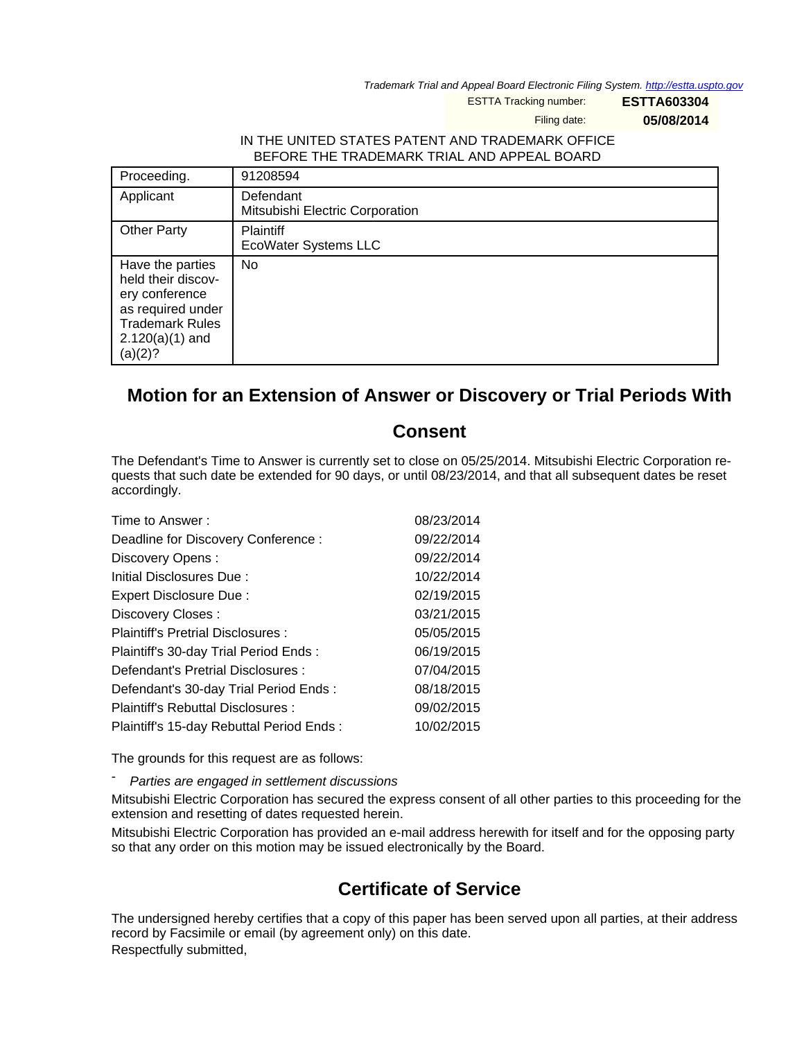Trademark Trial and Appeal Board Electronic Filing System. http://estta.uspto.gov

ESTTA Tracking number: **ESTTA603304**

Filing date: **05/08/2014**

IN THE UNITED STATES PATENT AND TRADEMARK OFFICE
BEFORE THE TRADEMARK TRIAL AND APPEAL BOARD

| | |
|---|---|
| Proceeding. | 91208594 |
| Applicant | Defendant<br>Mitsubishi Electric Corporation |
| Other Party | Plaintiff<br>EcoWater Systems LLC |
| Have the parties held their discovery conference as required under Trademark Rules 2.120(a)(1) and (a)(2)? | No |

## Motion for an Extension of Answer or Discovery or Trial Periods With Consent

The Defendant's Time to Answer is currently set to close on 05/25/2014. Mitsubishi Electric Corporation requests that such date be extended for 90 days, or until 08/23/2014, and that all subsequent dates be reset accordingly.

| | |
|---|---|
| Time to Answer : | 08/23/2014 |
| Deadline for Discovery Conference : | 09/22/2014 |
| Discovery Opens : | 09/22/2014 |
| Initial Disclosures Due : | 10/22/2014 |
| Expert Disclosure Due : | 02/19/2015 |
| Discovery Closes : | 03/21/2015 |
| Plaintiff's Pretrial Disclosures : | 05/05/2015 |
| Plaintiff's 30-day Trial Period Ends : | 06/19/2015 |
| Defendant's Pretrial Disclosures : | 07/04/2015 |
| Defendant's 30-day Trial Period Ends : | 08/18/2015 |
| Plaintiff's Rebuttal Disclosures : | 09/02/2015 |
| Plaintiff's 15-day Rebuttal Period Ends : | 10/02/2015 |

The grounds for this request are as follows:

- *Parties are engaged in settlement discussions*

Mitsubishi Electric Corporation has secured the express consent of all other parties to this proceeding for the extension and resetting of dates requested herein.

Mitsubishi Electric Corporation has provided an e-mail address herewith for itself and for the opposing party so that any order on this motion may be issued electronically by the Board.

## Certificate of Service

The undersigned hereby certifies that a copy of this paper has been served upon all parties, at their address record by Facsimile or email (by agreement only) on this date.

Respectfully submitted,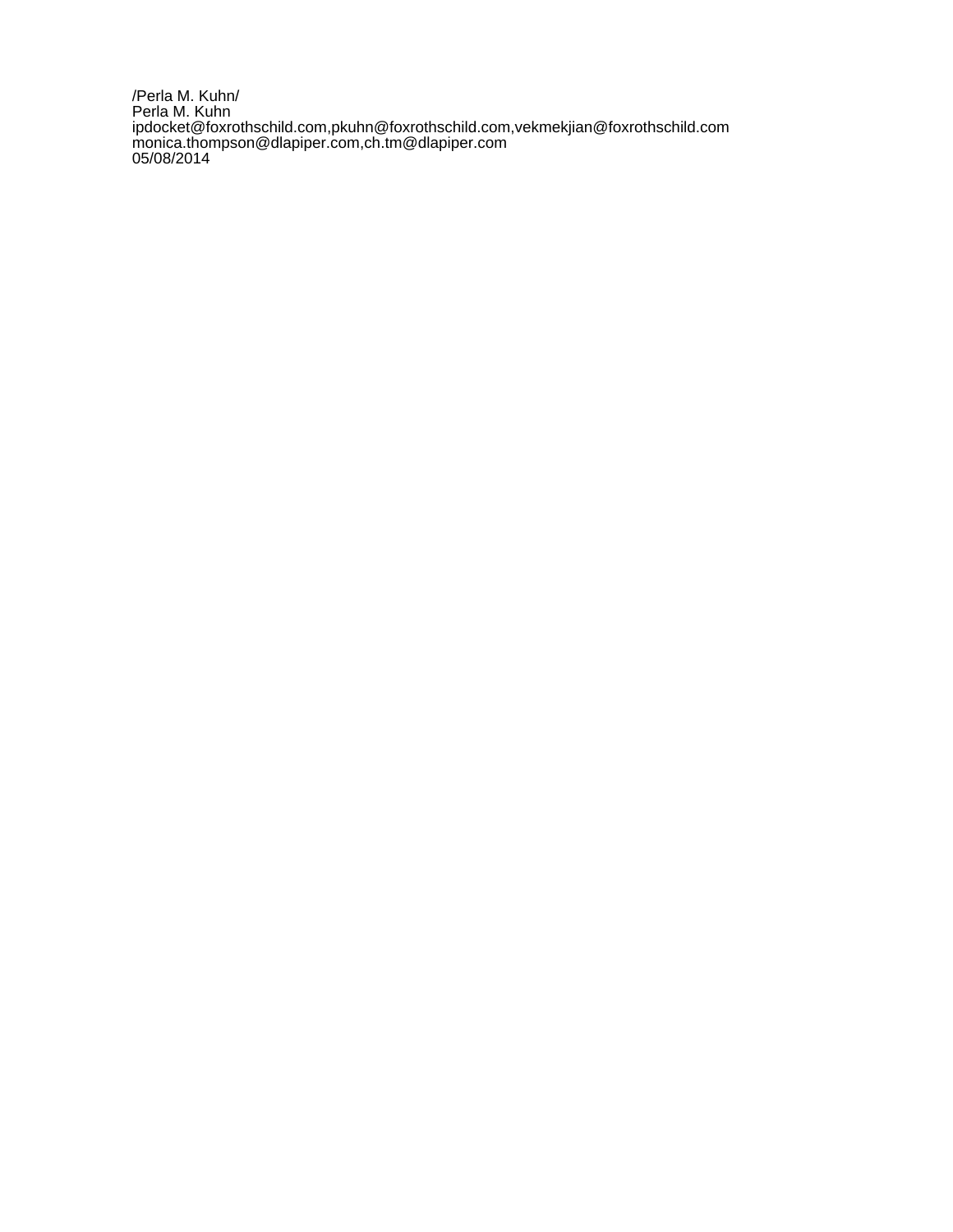/Perla M. Kuhn/
Perla M. Kuhn
ipdocket@foxrothschild.com,pkuhn@foxrothschild.com,vekmekjian@foxrothschild.com
monica.thompson@dlapiper.com,ch.tm@dlapiper.com
05/08/2014